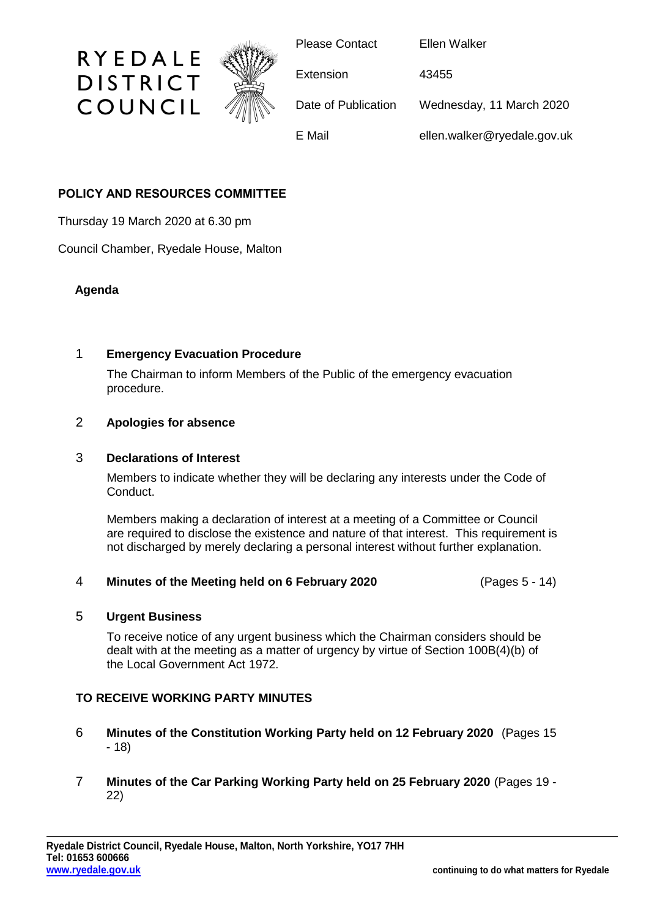RYEDALE DISTRICT COUNCIL

| | |
|---|---|
| Please Contact | Ellen Walker |
| Extension | 43455 |
| Date of Publication | Wednesday, 11 March 2020 |
| E Mail | ellen.walker@ryedale.gov.uk |

## POLICY AND RESOURCES COMMITTEE

Thursday 19 March 2020 at 6.30 pm

Council Chamber, Ryedale House, Malton

### Agenda

1 **Emergency Evacuation Procedure**

The Chairman to inform Members of the Public of the emergency evacuation procedure.

2 **Apologies for absence**

3 **Declarations of Interest**

Members to indicate whether they will be declaring any interests under the Code of Conduct.

Members making a declaration of interest at a meeting of a Committee or Council are required to disclose the existence and nature of that interest. This requirement is not discharged by merely declaring a personal interest without further explanation.

4 **Minutes of the Meeting held on 6 February 2020** (Pages 5 - 14)

5 **Urgent Business**

To receive notice of any urgent business which the Chairman considers should be dealt with at the meeting as a matter of urgency by virtue of Section 100B(4)(b) of the Local Government Act 1972.

### TO RECEIVE WORKING PARTY MINUTES

6 **Minutes of the Constitution Working Party held on 12 February 2020** (Pages 15 - 18)

7 **Minutes of the Car Parking Working Party held on 25 February 2020** (Pages 19 - 22)

Ryedale District Council, Ryedale House, Malton, North Yorkshire, YO17 7HH
Tel: 01653 600666
www.ryedale.gov.uk

continuing to do what matters for Ryedale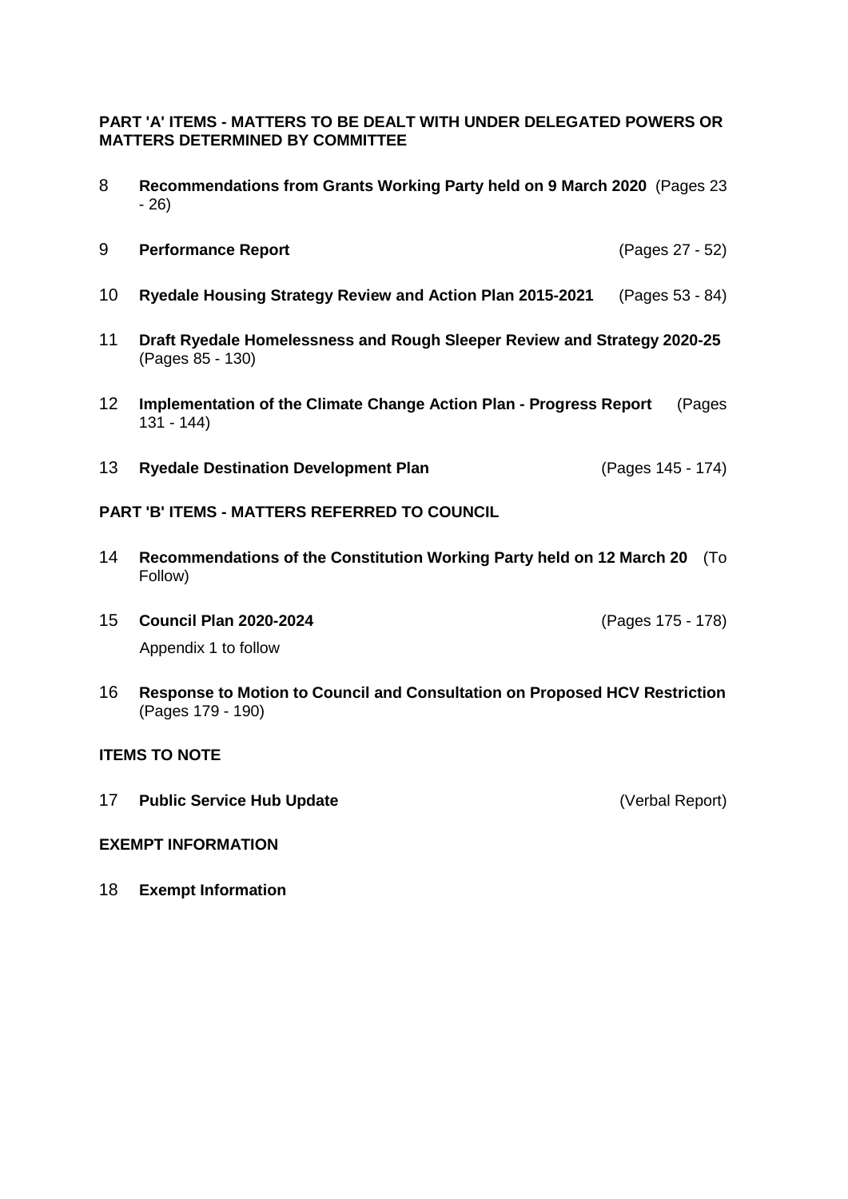## PART 'A' ITEMS - MATTERS TO BE DEALT WITH UNDER DELEGATED POWERS OR MATTERS DETERMINED BY COMMITTEE

8 **Recommendations from Grants Working Party held on 9 March 2020** (Pages 23 - 26)

9 **Performance Report** (Pages 27 - 52)

10 **Ryedale Housing Strategy Review and Action Plan 2015-2021** (Pages 53 - 84)

11 **Draft Ryedale Homelessness and Rough Sleeper Review and Strategy 2020-25** (Pages 85 - 130)

12 **Implementation of the Climate Change Action Plan - Progress Report** (Pages 131 - 144)

13 **Ryedale Destination Development Plan** (Pages 145 - 174)

## PART 'B' ITEMS - MATTERS REFERRED TO COUNCIL

14 **Recommendations of the Constitution Working Party held on 12 March 20** (To Follow)

15 **Council Plan 2020-2024** (Pages 175 - 178)

Appendix 1 to follow

16 **Response to Motion to Council and Consultation on Proposed HCV Restriction** (Pages 179 - 190)

## ITEMS TO NOTE

17 **Public Service Hub Update** (Verbal Report)

## EXEMPT INFORMATION

18 **Exempt Information**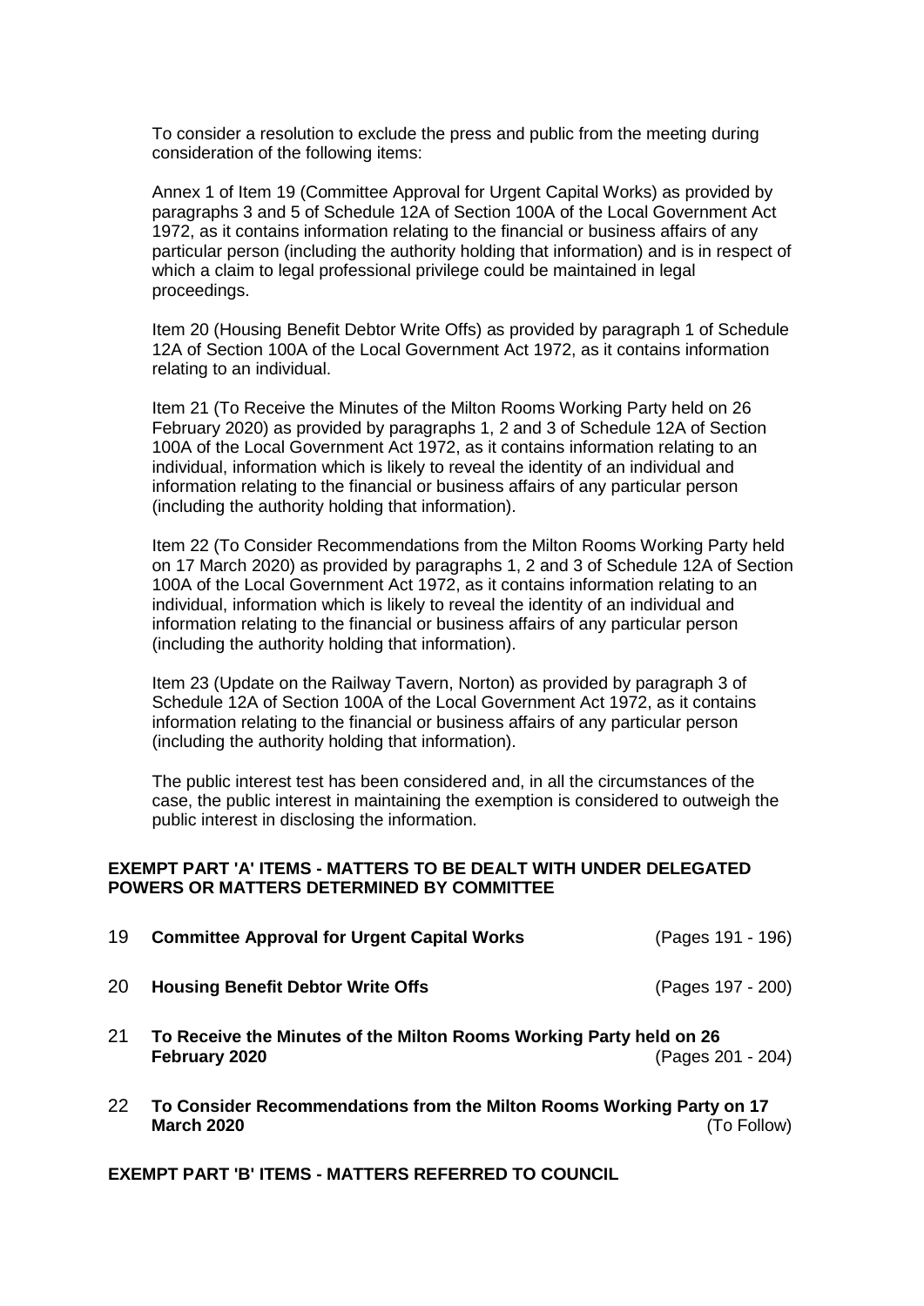To consider a resolution to exclude the press and public from the meeting during consideration of the following items:

Annex 1 of Item 19 (Committee Approval for Urgent Capital Works) as provided by paragraphs 3 and 5 of Schedule 12A of Section 100A of the Local Government Act 1972, as it contains information relating to the financial or business affairs of any particular person (including the authority holding that information) and is in respect of which a claim to legal professional privilege could be maintained in legal proceedings.

Item 20 (Housing Benefit Debtor Write Offs) as provided by paragraph 1 of Schedule 12A of Section 100A of the Local Government Act 1972, as it contains information relating to an individual.

Item 21 (To Receive the Minutes of the Milton Rooms Working Party held on 26 February 2020) as provided by paragraphs 1, 2 and 3 of Schedule 12A of Section 100A of the Local Government Act 1972, as it contains information relating to an individual, information which is likely to reveal the identity of an individual and information relating to the financial or business affairs of any particular person (including the authority holding that information).

Item 22 (To Consider Recommendations from the Milton Rooms Working Party held on 17 March 2020) as provided by paragraphs 1, 2 and 3 of Schedule 12A of Section 100A of the Local Government Act 1972, as it contains information relating to an individual, information which is likely to reveal the identity of an individual and information relating to the financial or business affairs of any particular person (including the authority holding that information).

Item 23 (Update on the Railway Tavern, Norton) as provided by paragraph 3 of Schedule 12A of Section 100A of the Local Government Act 1972, as it contains information relating to the financial or business affairs of any particular person (including the authority holding that information).

The public interest test has been considered and, in all the circumstances of the case, the public interest in maintaining the exemption is considered to outweigh the public interest in disclosing the information.

**EXEMPT PART 'A' ITEMS - MATTERS TO BE DEALT WITH UNDER DELEGATED POWERS OR MATTERS DETERMINED BY COMMITTEE**

19 **Committee Approval for Urgent Capital Works** (Pages 191 - 196)

20 **Housing Benefit Debtor Write Offs** (Pages 197 - 200)

21 **To Receive the Minutes of the Milton Rooms Working Party held on 26 February 2020** (Pages 201 - 204)

22 **To Consider Recommendations from the Milton Rooms Working Party on 17 March 2020** (To Follow)

**EXEMPT PART 'B' ITEMS - MATTERS REFERRED TO COUNCIL**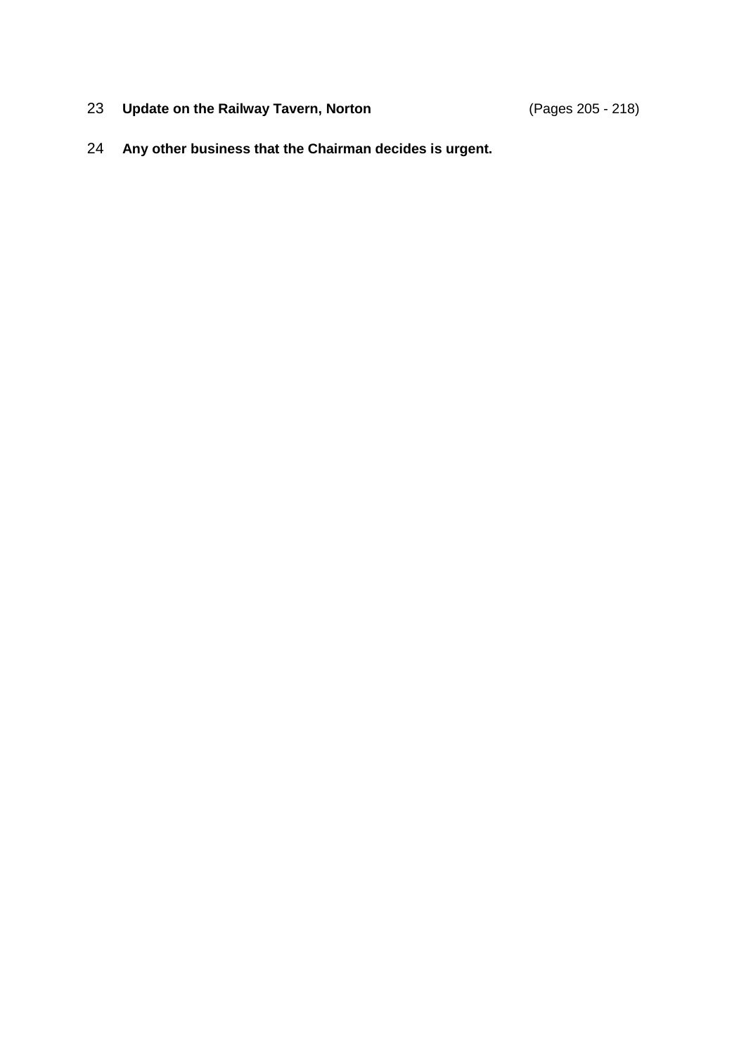23 **Update on the Railway Tavern, Norton** (Pages 205 - 218)

24 **Any other business that the Chairman decides is urgent.**